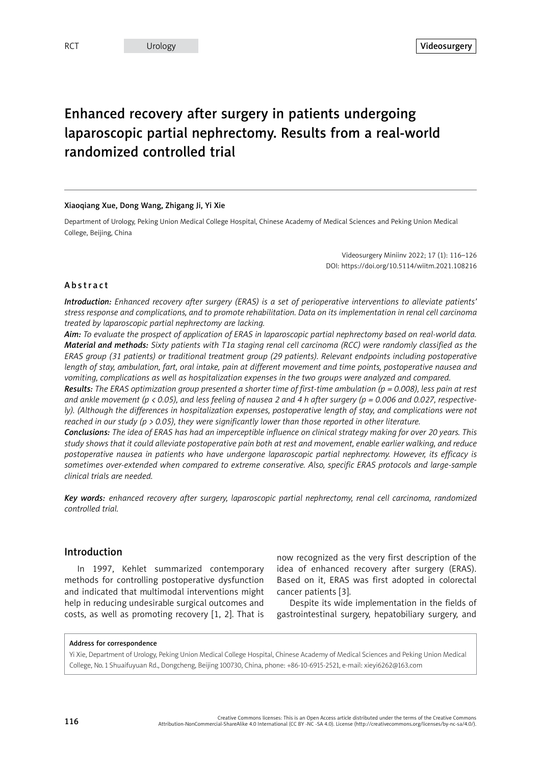RCT Urology **Videosurgery**

# Enhanced recovery after surgery in patients undergoing laparoscopic partial nephrectomy. Results from a real-world randomized controlled trial

**Xiaoqiang Xue, Dong Wang, Zhigang Ji, Yi Xie**

Department of Urology, Peking Union Medical College Hospital, Chinese Academy of Medical Sciences and Peking Union Medical College, Beijing, China

DOI: https://doi.org/10.5114/wiitm.2021.108216

## Abstract

***Introduction:*** *Enhanced recovery after surgery (ERAS) is a set of perioperative interventions to alleviate patients' stress response and complications, and to promote rehabilitation. Data on its implementation in renal cell carcinoma treated by laparoscopic partial nephrectomy are lacking.*

***Aim:*** *To evaluate the prospect of application of ERAS in laparoscopic partial nephrectomy based on real-world data.*

***Material and methods:*** *Sixty patients with T1a staging renal cell carcinoma (RCC) were randomly classified as the ERAS group (31 patients) or traditional treatment group (29 patients). Relevant endpoints including postoperative length of stay, ambulation, fart, oral intake, pain at different movement and time points, postoperative nausea and vomiting, complications as well as hospitalization expenses in the two groups were analyzed and compared.*

***Results:*** *The ERAS optimization group presented a shorter time of first-time ambulation (p = 0.008), less pain at rest and ankle movement (p < 0.05), and less feeling of nausea 2 and 4 h after surgery (p = 0.006 and 0.027, respectively). (Although the differences in hospitalization expenses, postoperative length of stay, and complications were not reached in our study (p > 0.05), they were significantly lower than those reported in other literature.*

***Conclusions:*** *The idea of ERAS has had an imperceptible influence on clinical strategy making for over 20 years. This study shows that it could alleviate postoperative pain both at rest and movement, enable earlier walking, and reduce postoperative nausea in patients who have undergone laparoscopic partial nephrectomy. However, its efficacy is sometimes over-extended when compared to extreme conservative. Also, specific ERAS protocols and large-sample clinical trials are needed.*

***Key words:*** *enhanced recovery after surgery, laparoscopic partial nephrectomy, renal cell carcinoma, randomized controlled trial.*

## Introduction

In 1997, Kehlet summarized contemporary methods for controlling postoperative dysfunction and indicated that multimodal interventions might help in reducing undesirable surgical outcomes and costs, as well as promoting recovery [1, 2]. That is now recognized as the very first description of the idea of enhanced recovery after surgery (ERAS). Based on it, ERAS was first adopted in colorectal cancer patients [3].

Despite its wide implementation in the fields of gastrointestinal surgery, hepatobiliary surgery, and

**Address for correspondence**

Yi Xie, Department of Urology, Peking Union Medical College Hospital, Chinese Academy of Medical Sciences and Peking Union Medical College, No. 1 Shuaifuyuan Rd., Dongcheng, Beijing 100730, China, phone: +86-10-6915-2521, e-mail: xieyi6262@163.com

Creative Commons licenses: This is an Open Access article distributed under the terms of the Creative Commons Attribution-NonCommercial-ShareAlike 4.0 International (CC BY -NC -SA 4.0). License (http://creativecommons.org/licenses/by-nc-sa/4.0/).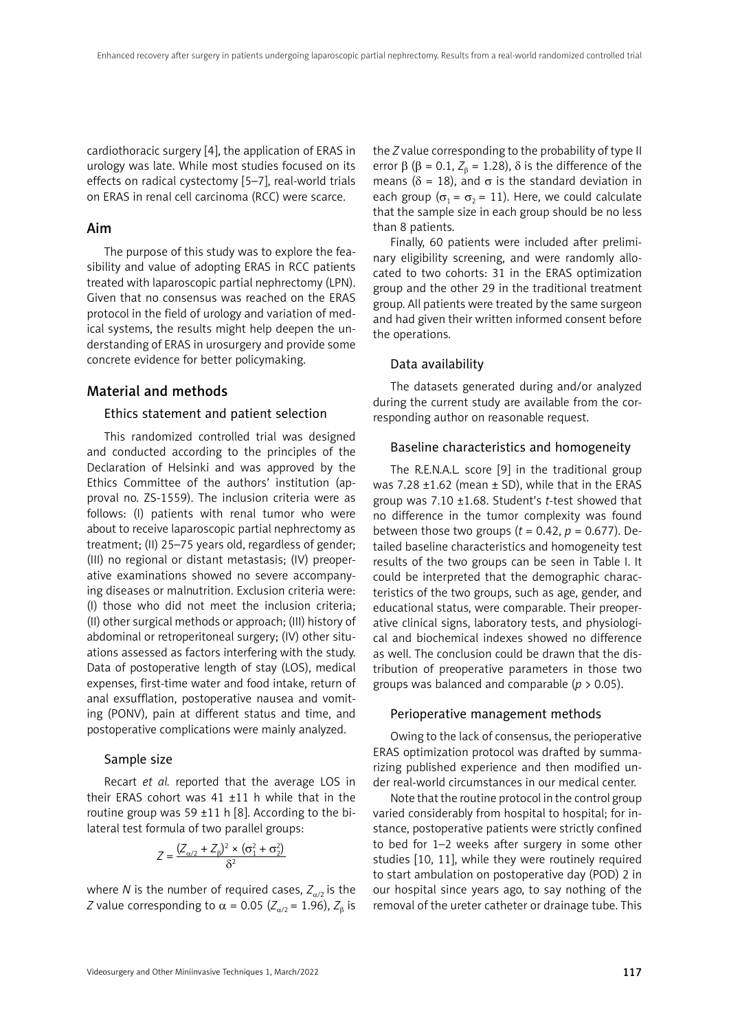cardiothoracic surgery [4], the application of ERAS in urology was late. While most studies focused on its effects on radical cystectomy [5–7], real-world trials on ERAS in renal cell carcinoma (RCC) were scarce.

## Aim

The purpose of this study was to explore the feasibility and value of adopting ERAS in RCC patients treated with laparoscopic partial nephrectomy (LPN). Given that no consensus was reached on the ERAS protocol in the field of urology and variation of medical systems, the results might help deepen the understanding of ERAS in urosurgery and provide some concrete evidence for better policymaking.

## Material and methods

### Ethics statement and patient selection

This randomized controlled trial was designed and conducted according to the principles of the Declaration of Helsinki and was approved by the Ethics Committee of the authors' institution (approval no. ZS-1559). The inclusion criteria were as follows: (I) patients with renal tumor who were about to receive laparoscopic partial nephrectomy as treatment; (II) 25–75 years old, regardless of gender; (III) no regional or distant metastasis; (IV) preoperative examinations showed no severe accompanying diseases or malnutrition. Exclusion criteria were: (I) those who did not meet the inclusion criteria; (II) other surgical methods or approach; (III) history of abdominal or retroperitoneal surgery; (IV) other situations assessed as factors interfering with the study. Data of postoperative length of stay (LOS), medical expenses, first-time water and food intake, return of anal exsufflation, postoperative nausea and vomiting (PONV), pain at different status and time, and postoperative complications were mainly analyzed.

### Sample size

Recart *et al.* reported that the average LOS in their ERAS cohort was 41 ±11 h while that in the routine group was 59 ±11 h [8]. According to the bilateral test formula of two parallel groups:

$$Z = \frac{(Z_{\alpha/2} + Z_{\beta})^2 \times (\sigma_1^2 + \sigma_2^2)}{\delta^2}$$

where $N$ is the number of required cases, $Z_{\alpha/2}$ is the $Z$ value corresponding to $\alpha = 0.05$ ($Z_{\alpha/2} = 1.96$), $Z_{\beta}$ is the $Z$ value corresponding to the probability of type II error $\beta$ ($\beta = 0.1$, $Z_{\beta} = 1.28$), $\delta$ is the difference of the means ($\delta = 18$), and $\sigma$ is the standard deviation in each group ($\sigma_1 = \sigma_2 = 11$). Here, we could calculate that the sample size in each group should be no less than 8 patients.

Finally, 60 patients were included after preliminary eligibility screening, and were randomly allocated to two cohorts: 31 in the ERAS optimization group and the other 29 in the traditional treatment group. All patients were treated by the same surgeon and had given their written informed consent before the operations.

### Data availability

The datasets generated during and/or analyzed during the current study are available from the corresponding author on reasonable request.

### Baseline characteristics and homogeneity

The R.E.N.A.L. score [9] in the traditional group was 7.28 ±1.62 (mean ± SD), while that in the ERAS group was 7.10 ±1.68. Student's *t*-test showed that no difference in the tumor complexity was found between those two groups ($t = 0.42$, $p = 0.677$). Detailed baseline characteristics and homogeneity test results of the two groups can be seen in Table I. It could be interpreted that the demographic characteristics of the two groups, such as age, gender, and educational status, were comparable. Their preoperative clinical signs, laboratory tests, and physiological and biochemical indexes showed no difference as well. The conclusion could be drawn that the distribution of preoperative parameters in those two groups was balanced and comparable ($p > 0.05$).

### Perioperative management methods

Owing to the lack of consensus, the perioperative ERAS optimization protocol was drafted by summarizing published experience and then modified under real-world circumstances in our medical center.

Note that the routine protocol in the control group varied considerably from hospital to hospital; for instance, postoperative patients were strictly confined to bed for 1–2 weeks after surgery in some other studies [10, 11], while they were routinely required to start ambulation on postoperative day (POD) 2 in our hospital since years ago, to say nothing of the removal of the ureter catheter or drainage tube. This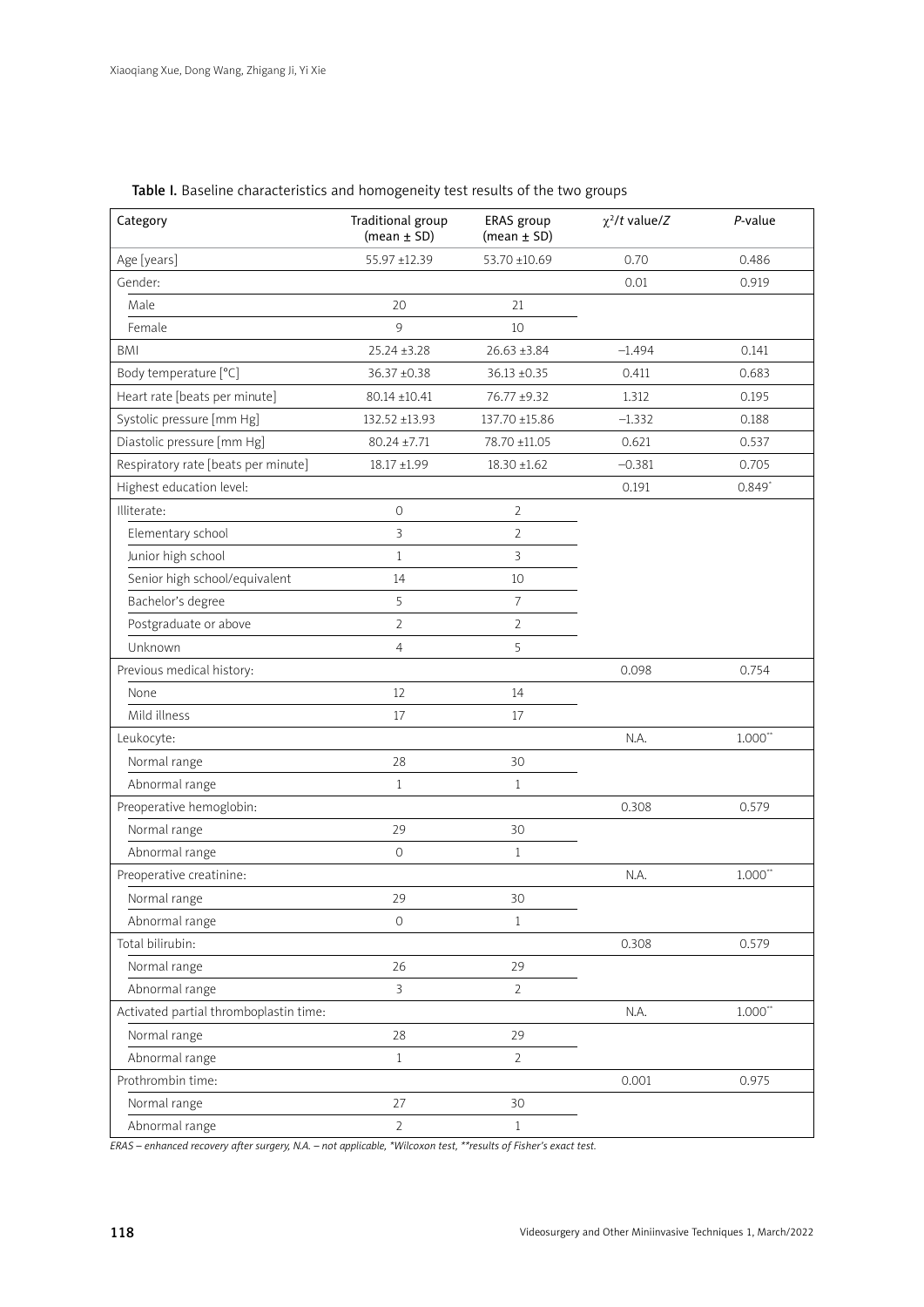**Table I.** Baseline characteristics and homogeneity test results of the two groups

| Category | Traditional group (mean ± SD) | ERAS group (mean ± SD) | $\chi^2$/*t* value/*Z* | *P*-value |
|---|---|---|---|---|
| Age [years] | 55.97 ±12.39 | 53.70 ±10.69 | 0.70 | 0.486 |
| Gender: | | | 0.01 | 0.919 |
| Male | 20 | 21 | | |
| Female | 9 | 10 | | |
| BMI | 25.24 ±3.28 | 26.63 ±3.84 | –1.494 | 0.141 |
| Body temperature [°C] | 36.37 ±0.38 | 36.13 ±0.35 | 0.411 | 0.683 |
| Heart rate [beats per minute] | 80.14 ±10.41 | 76.77 ±9.32 | 1.312 | 0.195 |
| Systolic pressure [mm Hg] | 132.52 ±13.93 | 137.70 ±15.86 | –1.332 | 0.188 |
| Diastolic pressure [mm Hg] | 80.24 ±7.71 | 78.70 ±11.05 | 0.621 | 0.537 |
| Respiratory rate [beats per minute] | 18.17 ±1.99 | 18.30 ±1.62 | –0.381 | 0.705 |
| Highest education level: | | | 0.191 | 0.849* |
| Illiterate: | 0 | 2 | | |
| Elementary school | 3 | 2 | | |
| Junior high school | 1 | 3 | | |
| Senior high school/equivalent | 14 | 10 | | |
| Bachelor's degree | 5 | 7 | | |
| Postgraduate or above | 2 | 2 | | |
| Unknown | 4 | 5 | | |
| Previous medical history: | | | 0.098 | 0.754 |
| None | 12 | 14 | | |
| Mild illness | 17 | 17 | | |
| Leukocyte: | | | N.A. | 1.000** |
| Normal range | 28 | 30 | | |
| Abnormal range | 1 | 1 | | |
| Preoperative hemoglobin: | | | 0.308 | 0.579 |
| Normal range | 29 | 30 | | |
| Abnormal range | 0 | 1 | | |
| Preoperative creatinine: | | | N.A. | 1.000** |
| Normal range | 29 | 30 | | |
| Abnormal range | 0 | 1 | | |
| Total bilirubin: | | | 0.308 | 0.579 |
| Normal range | 26 | 29 | | |
| Abnormal range | 3 | 2 | | |
| Activated partial thromboplastin time: | | | N.A. | 1.000** |
| Normal range | 28 | 29 | | |
| Abnormal range | 1 | 2 | | |
| Prothrombin time: | | | 0.001 | 0.975 |
| Normal range | 27 | 30 | | |
| Abnormal range | 2 | 1 | | |

*ERAS – enhanced recovery after surgery, N.A. – not applicable, *Wilcoxon test, **results of Fisher's exact test.*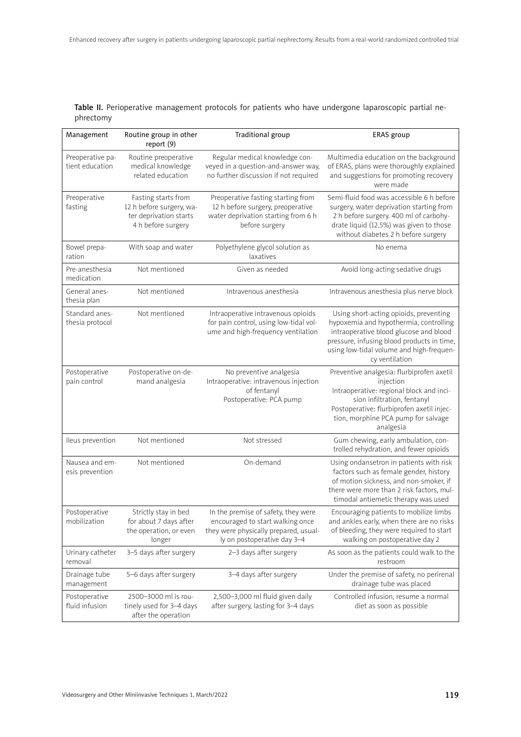**Table II.** Perioperative management protocols for patients who have undergone laparoscopic partial nephrectomy

| Management | Routine group in other report (9) | Traditional group | ERAS group |
|---|---|---|---|
| Preoperative patient education | Routine preoperative medical knowledge related education | Regular medical knowledge conveyed in a question-and-answer way, no further discussion if not required | Multimedia education on the background of ERAS, plans were thoroughly explained and suggestions for promoting recovery were made |
| Preoperative fasting | Fasting starts from 12 h before surgery, water deprivation starts 4 h before surgery | Preoperative fasting starting from 12 h before surgery, preoperative water deprivation starting from 6 h before surgery | Semi-fluid food was accessible 6 h before surgery, water deprivation starting from 2 h before surgery. 400 ml of carbohydrate liquid (12.5%) was given to those without diabetes 2 h before surgery |
| Bowel preparation | With soap and water | Polyethylene glycol solution as laxatives | No enema |
| Pre-anesthesia medication | Not mentioned | Given as needed | Avoid long-acting sedative drugs |
| General anesthesia plan | Not mentioned | Intravenous anesthesia | Intravenous anesthesia plus nerve block |
| Standard anesthesia protocol | Not mentioned | Intraoperative intravenous opioids for pain control, using low-tidal volume and high-frequency ventilation | Using short-acting opioids, preventing hypoxemia and hypothermia, controlling intraoperative blood glucose and blood pressure, infusing blood products in time, using low-tidal volume and high-frequency ventilation |
| Postoperative pain control | Postoperative on-demand analgesia | No preventive analgesia<br>Intraoperative: intravenous injection of fentanyl<br>Postoperative: PCA pump | Preventive analgesia: flurbiprofen axetil injection<br>Intraoperative: regional block and incision infiltration, fentanyl<br>Postoperative: flurbiprofen axetil injection, morphine PCA pump for salvage analgesia |
| Ileus prevention | Not mentioned | Not stressed | Gum chewing, early ambulation, controlled rehydration, and fewer opioids |
| Nausea and emesis prevention | Not mentioned | On-demand | Using ondansetron in patients with risk factors such as female gender, history of motion sickness, and non-smoker, if there were more than 2 risk factors, multimodal antiemetic therapy was used |
| Postoperative mobilization | Strictly stay in bed for about 7 days after the operation, or even longer | In the premise of safety, they were encouraged to start walking once they were physically prepared, usually on postoperative day 3–4 | Encouraging patients to mobilize limbs and ankles early, when there are no risks of bleeding, they were required to start walking on postoperative day 2 |
| Urinary catheter removal | 3–5 days after surgery | 2–3 days after surgery | As soon as the patients could walk to the restroom |
| Drainage tube management | 5–6 days after surgery | 3–4 days after surgery | Under the premise of safety, no perirenal drainage tube was placed |
| Postoperative fluid infusion | 2500–3000 ml is routinely used for 3–4 days after the operation | 2,500–3,000 ml fluid given daily after surgery, lasting for 3–4 days | Controlled infusion, resume a normal diet as soon as possible |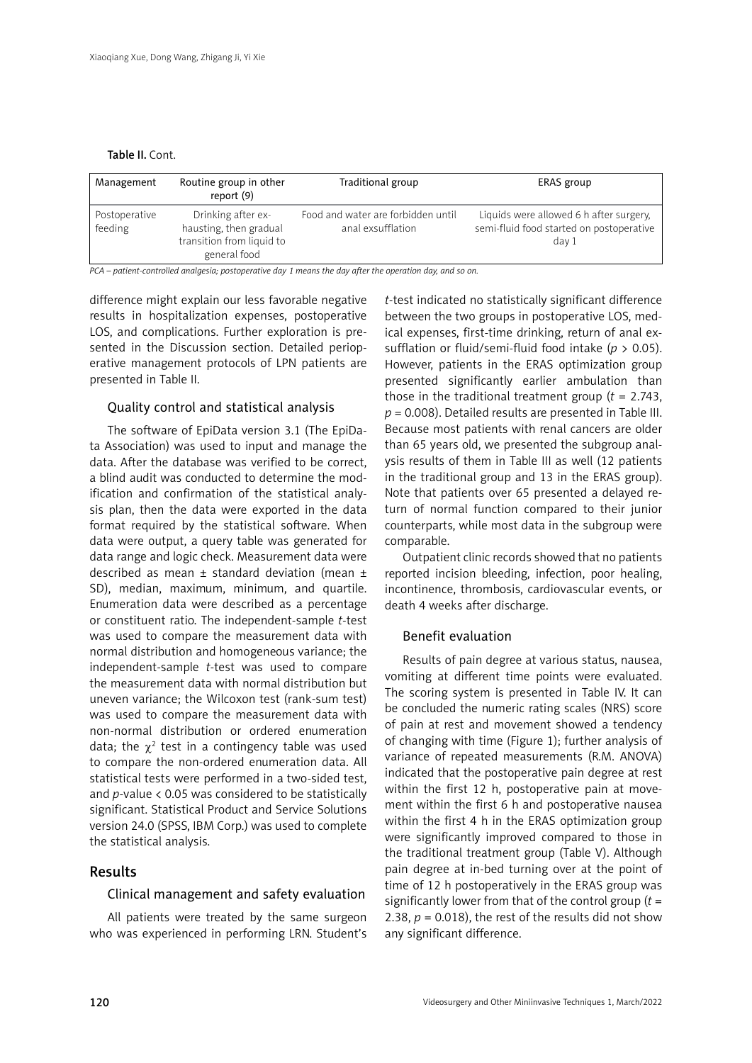Table II. Cont.

| Management | Routine group in other report (9) | Traditional group | ERAS group |
|---|---|---|---|
| Postoperative feeding | Drinking after exhausting, then gradual transition from liquid to general food | Food and water are forbidden until anal exsufflation | Liquids were allowed 6 h after surgery, semi-fluid food started on postoperative day 1 |

*PCA – patient-controlled analgesia; postoperative day 1 means the day after the operation day, and so on.*

difference might explain our less favorable negative results in hospitalization expenses, postoperative LOS, and complications. Further exploration is presented in the Discussion section. Detailed perioperative management protocols of LPN patients are presented in Table II.

### Quality control and statistical analysis

The software of EpiData version 3.1 (The EpiData Association) was used to input and manage the data. After the database was verified to be correct, a blind audit was conducted to determine the modification and confirmation of the statistical analysis plan, then the data were exported in the data format required by the statistical software. When data were output, a query table was generated for data range and logic check. Measurement data were described as mean ± standard deviation (mean ± SD), median, maximum, minimum, and quartile. Enumeration data were described as a percentage or constituent ratio. The independent-sample *t*-test was used to compare the measurement data with normal distribution and homogeneous variance; the independent-sample *t*-test was used to compare the measurement data with normal distribution but uneven variance; the Wilcoxon test (rank-sum test) was used to compare the measurement data with non-normal distribution or ordered enumeration data; the $\chi^2$ test in a contingency table was used to compare the non-ordered enumeration data. All statistical tests were performed in a two-sided test, and *p*-value < 0.05 was considered to be statistically significant. Statistical Product and Service Solutions version 24.0 (SPSS, IBM Corp.) was used to complete the statistical analysis.

## Results

### Clinical management and safety evaluation

All patients were treated by the same surgeon who was experienced in performing LRN. Student's *t*-test indicated no statistically significant difference between the two groups in postoperative LOS, medical expenses, first-time drinking, return of anal exsufflation or fluid/semi-fluid food intake ($p > 0.05$). However, patients in the ERAS optimization group presented significantly earlier ambulation than those in the traditional treatment group ($t = 2.743$, $p = 0.008$). Detailed results are presented in Table III. Because most patients with renal cancers are older than 65 years old, we presented the subgroup analysis results of them in Table III as well (12 patients in the traditional group and 13 in the ERAS group). Note that patients over 65 presented a delayed return of normal function compared to their junior counterparts, while most data in the subgroup were comparable.

Outpatient clinic records showed that no patients reported incision bleeding, infection, poor healing, incontinence, thrombosis, cardiovascular events, or death 4 weeks after discharge.

### Benefit evaluation

Results of pain degree at various status, nausea, vomiting at different time points were evaluated. The scoring system is presented in Table IV. It can be concluded the numeric rating scales (NRS) score of pain at rest and movement showed a tendency of changing with time (Figure 1); further analysis of variance of repeated measurements (R.M. ANOVA) indicated that the postoperative pain degree at rest within the first 12 h, postoperative pain at movement within the first 6 h and postoperative nausea within the first 4 h in the ERAS optimization group were significantly improved compared to those in the traditional treatment group (Table V). Although pain degree at in-bed turning over at the point of time of 12 h postoperatively in the ERAS group was significantly lower from that of the control group ($t = 2.38$, $p = 0.018$), the rest of the results did not show any significant difference.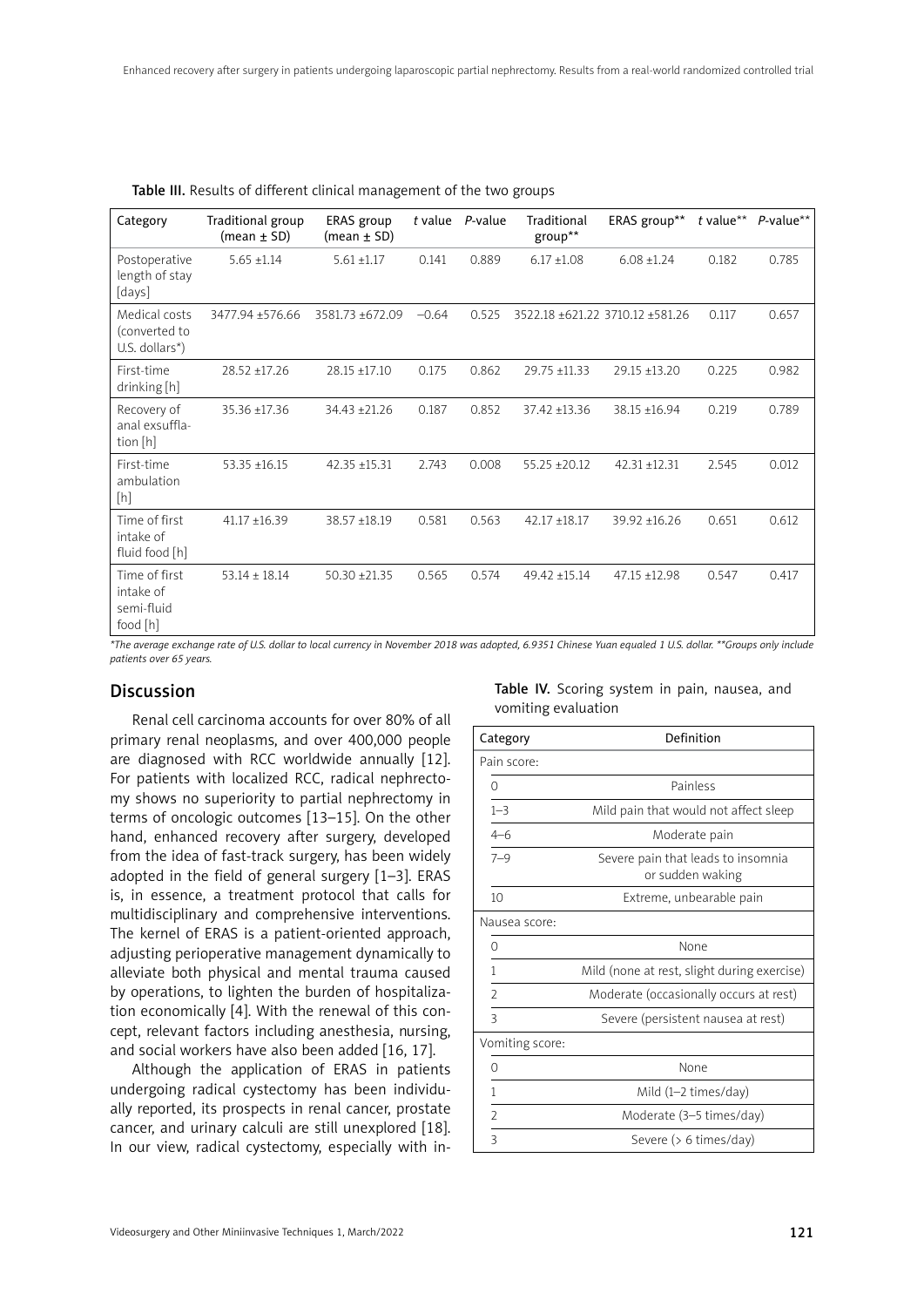**Table III.** Results of different clinical management of the two groups

| Category | Traditional group (mean ± SD) | ERAS group (mean ± SD) | *t* value | *P*-value | Traditional group** | ERAS group** | *t* value** | *P*-value** |
|---|---|---|---|---|---|---|---|---|
| Postoperative length of stay [days] | 5.65 ±1.14 | 5.61 ±1.17 | 0.141 | 0.889 | 6.17 ±1.08 | 6.08 ±1.24 | 0.182 | 0.785 |
| Medical costs (converted to U.S. dollars*) | 3477.94 ±576.66 | 3581.73 ±672.09 | –0.64 | 0.525 | 3522.18 ±621.22 | 3710.12 ±581.26 | 0.117 | 0.657 |
| First-time drinking [h] | 28.52 ±17.26 | 28.15 ±17.10 | 0.175 | 0.862 | 29.75 ±11.33 | 29.15 ±13.20 | 0.225 | 0.982 |
| Recovery of anal exsufflation [h] | 35.36 ±17.36 | 34.43 ±21.26 | 0.187 | 0.852 | 37.42 ±13.36 | 38.15 ±16.94 | 0.219 | 0.789 |
| First-time ambulation [h] | 53.35 ±16.15 | 42.35 ±15.31 | 2.743 | 0.008 | 55.25 ±20.12 | 42.31 ±12.31 | 2.545 | 0.012 |
| Time of first intake of fluid food [h] | 41.17 ±16.39 | 38.57 ±18.19 | 0.581 | 0.563 | 42.17 ±18.17 | 39.92 ±16.26 | 0.651 | 0.612 |
| Time of first intake of semi-fluid food [h] | 53.14 ± 18.14 | 50.30 ±21.35 | 0.565 | 0.574 | 49.42 ±15.14 | 47.15 ±12.98 | 0.547 | 0.417 |

*\*The average exchange rate of U.S. dollar to local currency in November 2018 was adopted, 6.9351 Chinese Yuan equaled 1 U.S. dollar. \*\*Groups only include patients over 65 years.*

## Discussion

Renal cell carcinoma accounts for over 80% of all primary renal neoplasms, and over 400,000 people are diagnosed with RCC worldwide annually [12]. For patients with localized RCC, radical nephrectomy shows no superiority to partial nephrectomy in terms of oncologic outcomes [13–15]. On the other hand, enhanced recovery after surgery, developed from the idea of fast-track surgery, has been widely adopted in the field of general surgery [1–3]. ERAS is, in essence, a treatment protocol that calls for multidisciplinary and comprehensive interventions. The kernel of ERAS is a patient-oriented approach, adjusting perioperative management dynamically to alleviate both physical and mental trauma caused by operations, to lighten the burden of hospitalization economically [4]. With the renewal of this concept, relevant factors including anesthesia, nursing, and social workers have also been added [16, 17].

Although the application of ERAS in patients undergoing radical cystectomy has been individually reported, its prospects in renal cancer, prostate cancer, and urinary calculi are still unexplored [18]. In our view, radical cystectomy, especially with in-

**Table IV.** Scoring system in pain, nausea, and vomiting evaluation

| Category | Definition |
|---|---|
| Pain score: | |
| 0 | Painless |
| 1–3 | Mild pain that would not affect sleep |
| 4–6 | Moderate pain |
| 7–9 | Severe pain that leads to insomnia or sudden waking |
| 10 | Extreme, unbearable pain |
| Nausea score: | |
| 0 | None |
| 1 | Mild (none at rest, slight during exercise) |
| 2 | Moderate (occasionally occurs at rest) |
| 3 | Severe (persistent nausea at rest) |
| Vomiting score: | |
| 0 | None |
| 1 | Mild (1–2 times/day) |
| 2 | Moderate (3–5 times/day) |
| 3 | Severe (> 6 times/day) |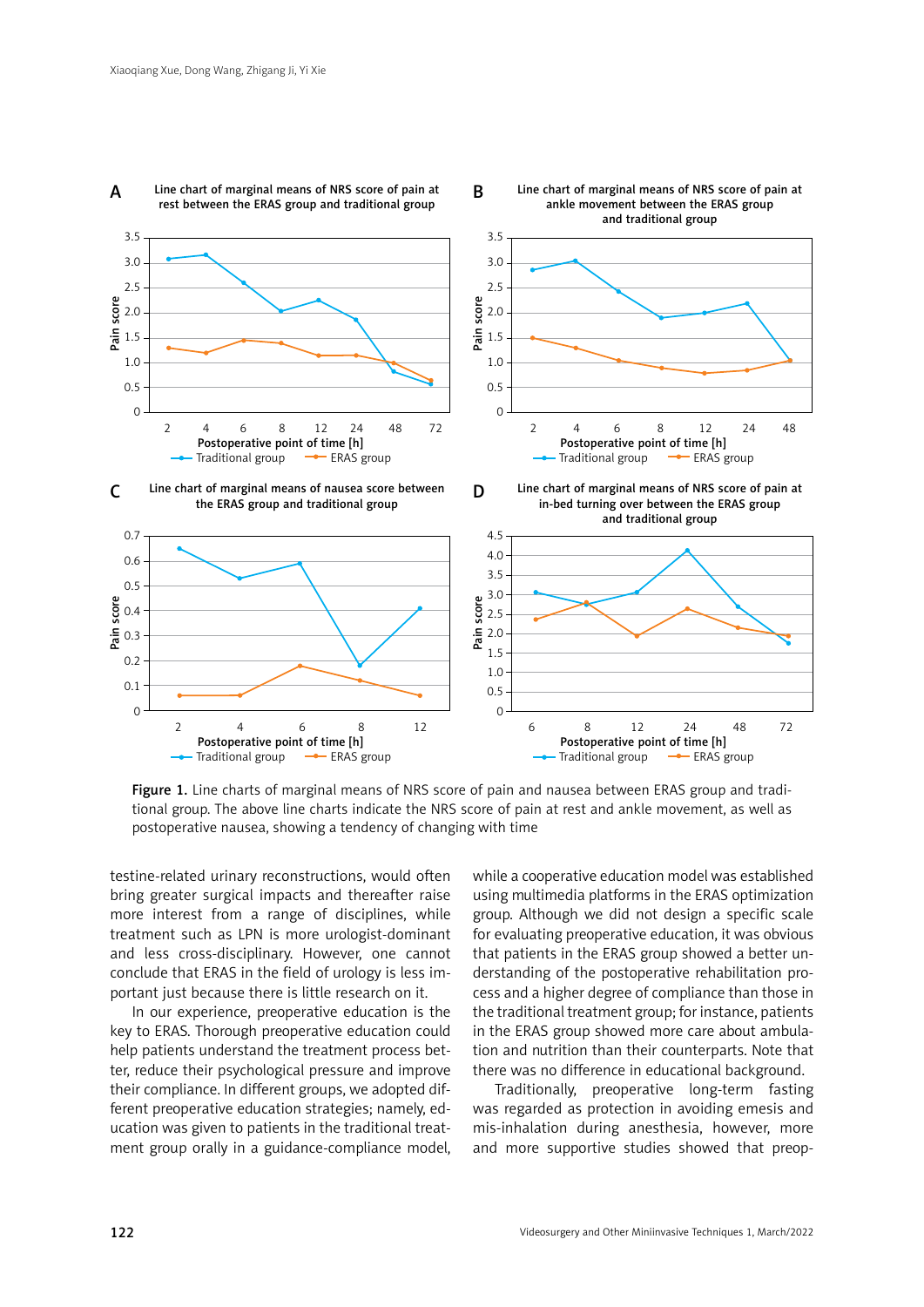**Figure 1.** Line charts of marginal means of NRS score of pain and nausea between ERAS group and traditional group. The above line charts indicate the NRS score of pain at rest and ankle movement, as well as postoperative nausea, showing a tendency of changing with time

testine-related urinary reconstructions, would often bring greater surgical impacts and thereafter raise more interest from a range of disciplines, while treatment such as LPN is more urologist-dominant and less cross-disciplinary. However, one cannot conclude that ERAS in the field of urology is less important just because there is little research on it.

In our experience, preoperative education is the key to ERAS. Thorough preoperative education could help patients understand the treatment process better, reduce their psychological pressure and improve their compliance. In different groups, we adopted different preoperative education strategies; namely, education was given to patients in the traditional treatment group orally in a guidance-compliance model, while a cooperative education model was established using multimedia platforms in the ERAS optimization group. Although we did not design a specific scale for evaluating preoperative education, it was obvious that patients in the ERAS group showed a better understanding of the postoperative rehabilitation process and a higher degree of compliance than those in the traditional treatment group; for instance, patients in the ERAS group showed more care about ambulation and nutrition than their counterparts. Note that there was no difference in educational background.

Traditionally, preoperative long-term fasting was regarded as protection in avoiding emesis and mis-inhalation during anesthesia, however, more and more supportive studies showed that preop-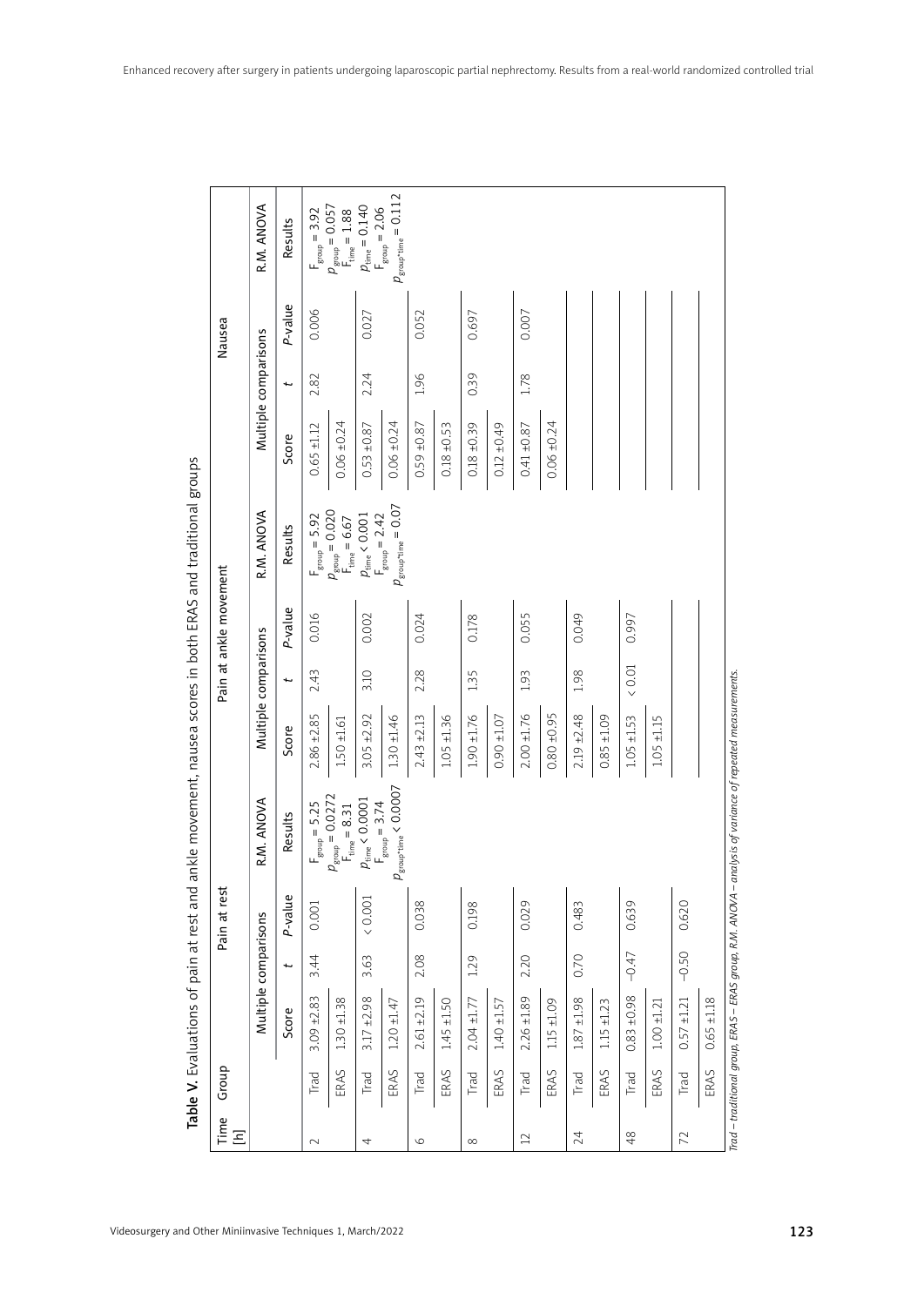**Table V.** Evaluations of pain at rest and ankle movement, nausea scores in both ERAS and traditional groups

| Time [h] | Group | Pain at rest | | | | Pain at ankle movement | | | | Nausea | | | |
|---|---|---|---|---|---|---|---|---|---|---|---|---|---|
| | | Multiple comparisons | | | R.M. ANOVA | Multiple comparisons | | | R.M. ANOVA | Multiple comparisons | | | R.M. ANOVA |
| | | Score | $t$ | $P$-value | Results | Score | $t$ | $P$-value | Results | Score | $t$ | $P$-value | Results |
| 2 | Trad | 3.09 ±2.83 | 3.44 | 0.001 | $F_{group} = 5.25$ $p_{group} = 0.0272$ $F_{time} = 8.31$ $p_{time} < 0.0001$ $F_{group} = 3.74$ $p_{group*time} < 0.0007$ | 2.86 ±2.85 | 2.43 | 0.016 | $F_{group} = 5.92$ $p_{group} = 0.020$ $F_{time} = 6.67$ $p_{time} < 0.001$ $F_{group} = 2.42$ $p_{group*time} = 0.07$ | 0.65 ±1.12 | 2.82 | 0.006 | $F_{group} = 3.92$ $p_{group} = 0.057$ $F_{time} = 1.88$ $p_{time} = 0.140$ $F_{group} = 2.06$ $p_{group*time} = 0.112$ |
| | ERAS | 1.30 ±1.38 | | | | 1.50 ±1.61 | | | | 0.06 ±0.24 | | | |
| 4 | Trad | 3.17 ±2.98 | 3.63 | < 0.001 | | 3.05 ±2.92 | 3.10 | 0.002 | | 0.53 ±0.87 | 2.24 | 0.027 | |
| | ERAS | 1.20 ±1.47 | | | | 1.30 ±1.46 | | | | 0.06 ±0.24 | | | |
| 6 | Trad | 2.61 ±2.19 | 2.08 | 0.038 | | 2.43 ±2.13 | 2.28 | 0.024 | | 0.59 ±0.87 | 1.96 | 0.052 | |
| | ERAS | 1.45 ±1.50 | | | | 1.05 ±1.36 | | | | 0.18 ±0.53 | | | |
| 8 | Trad | 2.04 ±1.77 | 1.29 | 0.198 | | 1.90 ±1.76 | 1.35 | 0.178 | | 0.18 ±0.39 | 0.39 | 0.697 | |
| | ERAS | 1.40 ±1.57 | | | | 0.90 ±1.07 | | | | 0.12 ±0.49 | | | |
| 12 | Trad | 2.26 ±1.89 | 2.20 | 0.029 | | 2.00 ±1.76 | 1.93 | 0.055 | | 0.41 ±0.87 | 1.78 | 0.007 | |
| | ERAS | 1.15 ±1.09 | | | | 0.80 ±0.95 | | | | 0.06 ±0.24 | | | |
| 24 | Trad | 1.87 ±1.98 | 0.70 | 0.483 | | 2.19 ±2.48 | 1.98 | 0.049 | | | | | |
| | ERAS | 1.15 ±1.23 | | | | 0.85 ±1.09 | | | | | | | |
| 48 | Trad | 0.83 ±0.98 | –0.47 | 0.639 | | 1.05 ±1.53 | < 0.01 | 0.997 | | | | | |
| | ERAS | 1.00 ±1.21 | | | | 1.05 ±1.15 | | | | | | | |
| 72 | Trad | 0.57 ±1.21 | –0.50 | 0.620 | | | | | | | | | |
| | ERAS | 0.65 ±1.18 | | | | | | | | | | | |

*Trad – traditional group, ERAS – ERAS group, R.M. ANOVA – analysis of variance of repeated measurements.*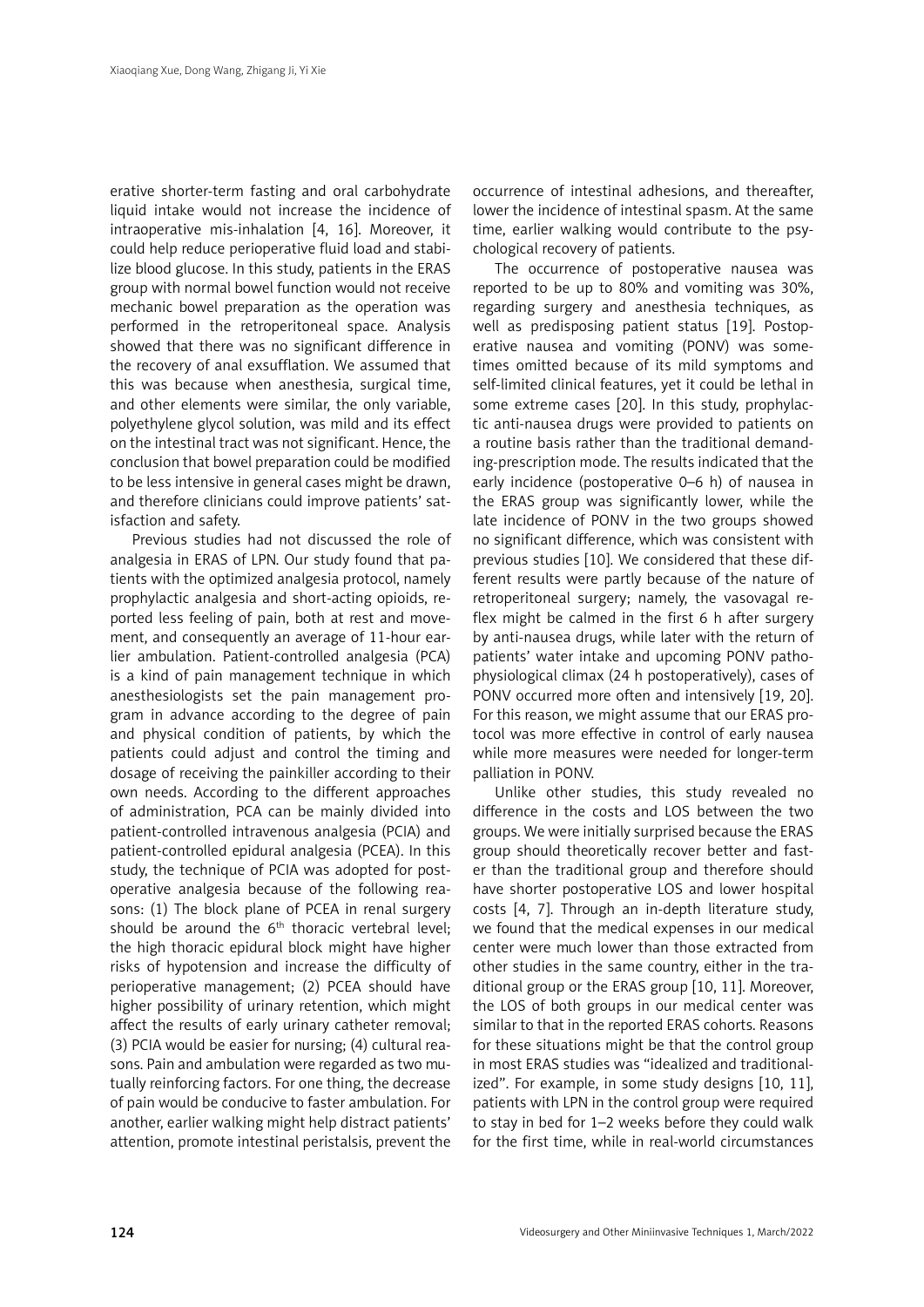erative shorter-term fasting and oral carbohydrate liquid intake would not increase the incidence of intraoperative mis-inhalation [4, 16]. Moreover, it could help reduce perioperative fluid load and stabilize blood glucose. In this study, patients in the ERAS group with normal bowel function would not receive mechanic bowel preparation as the operation was performed in the retroperitoneal space. Analysis showed that there was no significant difference in the recovery of anal exsufflation. We assumed that this was because when anesthesia, surgical time, and other elements were similar, the only variable, polyethylene glycol solution, was mild and its effect on the intestinal tract was not significant. Hence, the conclusion that bowel preparation could be modified to be less intensive in general cases might be drawn, and therefore clinicians could improve patients' satisfaction and safety.

Previous studies had not discussed the role of analgesia in ERAS of LPN. Our study found that patients with the optimized analgesia protocol, namely prophylactic analgesia and short-acting opioids, reported less feeling of pain, both at rest and movement, and consequently an average of 11-hour earlier ambulation. Patient-controlled analgesia (PCA) is a kind of pain management technique in which anesthesiologists set the pain management program in advance according to the degree of pain and physical condition of patients, by which the patients could adjust and control the timing and dosage of receiving the painkiller according to their own needs. According to the different approaches of administration, PCA can be mainly divided into patient-controlled intravenous analgesia (PCIA) and patient-controlled epidural analgesia (PCEA). In this study, the technique of PCIA was adopted for postoperative analgesia because of the following reasons: (1) The block plane of PCEA in renal surgery should be around the 6th thoracic vertebral level; the high thoracic epidural block might have higher risks of hypotension and increase the difficulty of perioperative management; (2) PCEA should have higher possibility of urinary retention, which might affect the results of early urinary catheter removal; (3) PCIA would be easier for nursing; (4) cultural reasons. Pain and ambulation were regarded as two mutually reinforcing factors. For one thing, the decrease of pain would be conducive to faster ambulation. For another, earlier walking might help distract patients' attention, promote intestinal peristalsis, prevent the occurrence of intestinal adhesions, and thereafter, lower the incidence of intestinal spasm. At the same time, earlier walking would contribute to the psychological recovery of patients.

The occurrence of postoperative nausea was reported to be up to 80% and vomiting was 30%, regarding surgery and anesthesia techniques, as well as predisposing patient status [19]. Postoperative nausea and vomiting (PONV) was sometimes omitted because of its mild symptoms and self-limited clinical features, yet it could be lethal in some extreme cases [20]. In this study, prophylactic anti-nausea drugs were provided to patients on a routine basis rather than the traditional demanding-prescription mode. The results indicated that the early incidence (postoperative 0–6 h) of nausea in the ERAS group was significantly lower, while the late incidence of PONV in the two groups showed no significant difference, which was consistent with previous studies [10]. We considered that these different results were partly because of the nature of retroperitoneal surgery; namely, the vasovagal reflex might be calmed in the first 6 h after surgery by anti-nausea drugs, while later with the return of patients' water intake and upcoming PONV pathophysiological climax (24 h postoperatively), cases of PONV occurred more often and intensively [19, 20]. For this reason, we might assume that our ERAS protocol was more effective in control of early nausea while more measures were needed for longer-term palliation in PONV.

Unlike other studies, this study revealed no difference in the costs and LOS between the two groups. We were initially surprised because the ERAS group should theoretically recover better and faster than the traditional group and therefore should have shorter postoperative LOS and lower hospital costs [4, 7]. Through an in-depth literature study, we found that the medical expenses in our medical center were much lower than those extracted from other studies in the same country, either in the traditional group or the ERAS group [10, 11]. Moreover, the LOS of both groups in our medical center was similar to that in the reported ERAS cohorts. Reasons for these situations might be that the control group in most ERAS studies was "idealized and traditionalized". For example, in some study designs [10, 11], patients with LPN in the control group were required to stay in bed for 1–2 weeks before they could walk for the first time, while in real-world circumstances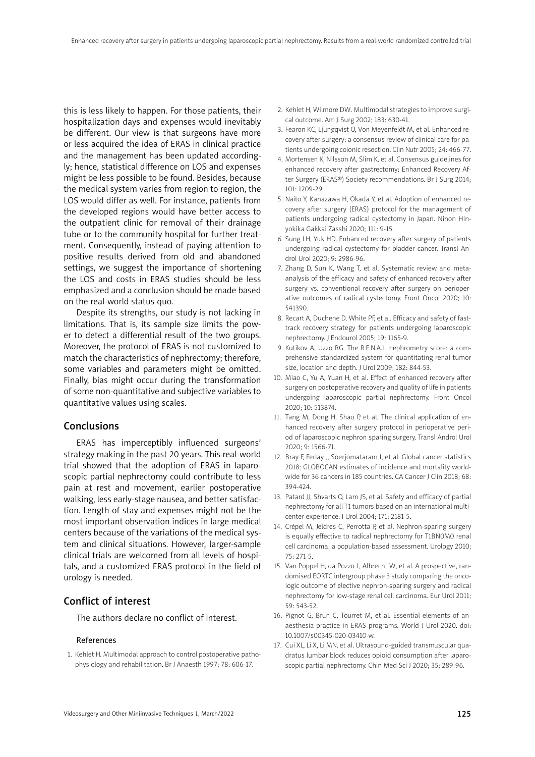this is less likely to happen. For those patients, their hospitalization days and expenses would inevitably be different. Our view is that surgeons have more or less acquired the idea of ERAS in clinical practice and the management has been updated accordingly; hence, statistical difference on LOS and expenses might be less possible to be found. Besides, because the medical system varies from region to region, the LOS would differ as well. For instance, patients from the developed regions would have better access to the outpatient clinic for removal of their drainage tube or to the community hospital for further treatment. Consequently, instead of paying attention to positive results derived from old and abandoned settings, we suggest the importance of shortening the LOS and costs in ERAS studies should be less emphasized and a conclusion should be made based on the real-world status quo.

Despite its strengths, our study is not lacking in limitations. That is, its sample size limits the power to detect a differential result of the two groups. Moreover, the protocol of ERAS is not customized to match the characteristics of nephrectomy; therefore, some variables and parameters might be omitted. Finally, bias might occur during the transformation of some non-quantitative and subjective variables to quantitative values using scales.

## Conclusions

ERAS has imperceptibly influenced surgeons' strategy making in the past 20 years. This real-world trial showed that the adoption of ERAS in laparoscopic partial nephrectomy could contribute to less pain at rest and movement, earlier postoperative walking, less early-stage nausea, and better satisfaction. Length of stay and expenses might not be the most important observation indices in large medical centers because of the variations of the medical system and clinical situations. However, larger-sample clinical trials are welcomed from all levels of hospitals, and a customized ERAS protocol in the field of urology is needed.

## Conflict of interest

The authors declare no conflict of interest.

### References

1. Kehlet H. Multimodal approach to control postoperative pathophysiology and rehabilitation. Br J Anaesth 1997; 78: 606-17.
2. Kehlet H, Wilmore DW. Multimodal strategies to improve surgical outcome. Am J Surg 2002; 183: 630-41.
3. Fearon KC, Ljungqvist O, Von Meyenfeldt M, et al. Enhanced recovery after surgery: a consensus review of clinical care for patients undergoing colonic resection. Clin Nutr 2005; 24: 466-77.
4. Mortensen K, Nilsson M, Slim K, et al. Consensus guidelines for enhanced recovery after gastrectomy: Enhanced Recovery After Surgery (ERAS®) Society recommendations. Br J Surg 2014; 101: 1209-29.
5. Naito Y, Kanazawa H, Okada Y, et al. Adoption of enhanced recovery after surgery (ERAS) protocol for the management of patients undergoing radical cystectomy in Japan. Nihon Hinyokika Gakkai Zasshi 2020; 111: 9-15.
6. Sung LH, Yuk HD. Enhanced recovery after surgery of patients undergoing radical cystectomy for bladder cancer. Transl Androl Urol 2020; 9: 2986-96.
7. Zhang D, Sun K, Wang T, et al. Systematic review and meta-analysis of the efficacy and safety of enhanced recovery after surgery vs. conventional recovery after surgery on perioperative outcomes of radical cystectomy. Front Oncol 2020; 10: 541390.
8. Recart A, Duchene D. White PF, et al. Efficacy and safety of fast-track recovery strategy for patients undergoing laparoscopic nephrectomy. J Endourol 2005; 19: 1165-9.
9. Kutikov A, Uzzo RG. The R.E.N.A.L. nephrometry score: a comprehensive standardized system for quantitating renal tumor size, location and depth. J Urol 2009; 182: 844-53.
10. Miao C, Yu A, Yuan H, et al. Effect of enhanced recovery after surgery on postoperative recovery and quality of life in patients undergoing laparoscopic partial nephrectomy. Front Oncol 2020; 10: 513874.
11. Tang M, Dong H, Shao P, et al. The clinical application of enhanced recovery after surgery protocol in perioperative period of laparoscopic nephron sparing surgery. Transl Androl Urol 2020; 9: 1566-71.
12. Bray F, Ferlay J, Soerjomataram I, et al. Global cancer statistics 2018: GLOBOCAN estimates of incidence and mortality worldwide for 36 cancers in 185 countries. CA Cancer J Clin 2018; 68: 394-424.
13. Patard JJ, Shvarts O, Lam JS, et al. Safety and efficacy of partial nephrectomy for all T1 tumors based on an international multicenter experience. J Urol 2004; 171: 2181-5.
14. Crépel M, Jeldres C, Perrotta P, et al. Nephron-sparing surgery is equally effective to radical nephrectomy for T1BN0M0 renal cell carcinoma: a population-based assessment. Urology 2010; 75: 271-5.
15. Van Poppel H, da Pozzo L, Albrecht W, et al. A prospective, randomised EORTC intergroup phase 3 study comparing the oncologic outcome of elective nephron-sparing surgery and radical nephrectomy for low-stage renal cell carcinoma. Eur Urol 2011; 59: 543-52.
16. Pignot G, Brun C, Tourret M, et al. Essential elements of anaesthesia practice in ERAS programs. World J Urol 2020. doi: 10.1007/s00345-020-03410-w.
17. Cui XL, Li X, Li MN, et al. Ultrasound-guided transmuscular quadratus lumbar block reduces opioid consumption after laparoscopic partial nephrectomy. Chin Med Sci J 2020; 35: 289-96.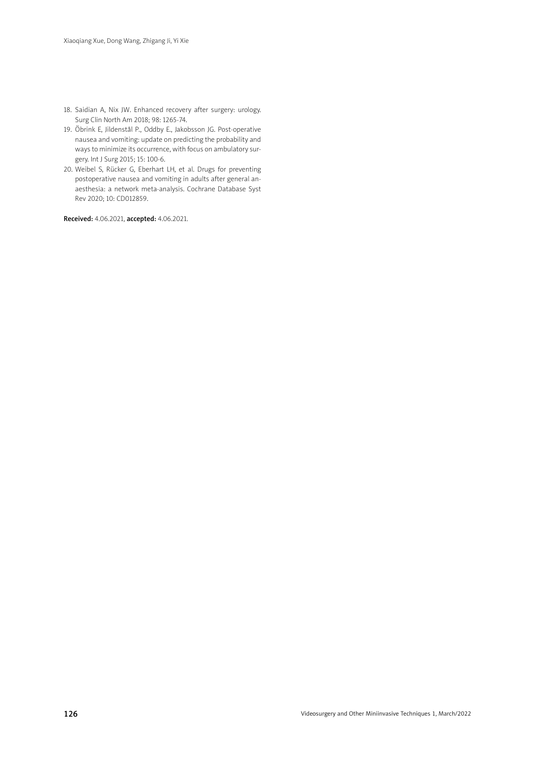18. Saidian A, Nix JW. Enhanced recovery after surgery: urology. Surg Clin North Am 2018; 98: 1265-74.
19. Öbrink E, Jildenstål P., Oddby E., Jakobsson JG. Post-operative nausea and vomiting: update on predicting the probability and ways to minimize its occurrence, with focus on ambulatory surgery. Int J Surg 2015; 15: 100-6.
20. Weibel S, Rücker G, Eberhart LH, et al. Drugs for preventing postoperative nausea and vomiting in adults after general anaesthesia: a network meta-analysis. Cochrane Database Syst Rev 2020; 10: CD012859.

**Received:** 4.06.2021, **accepted:** 4.06.2021.